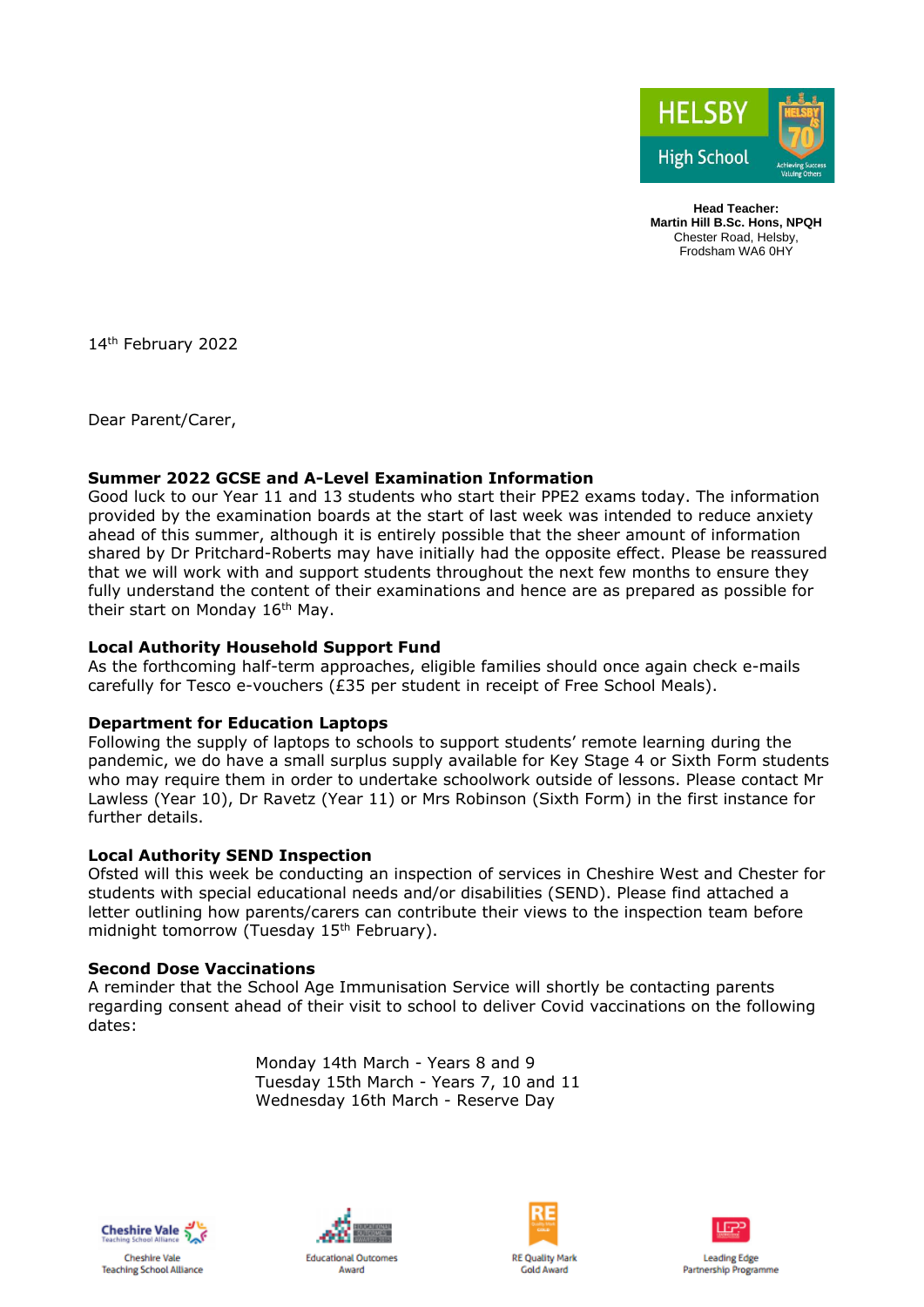HELSBY High School

**Head Teacher:**
**Martin Hill B.Sc. Hons, NPQH**
Chester Road, Helsby,
Frodsham WA6 0HY

14th February 2022

Dear Parent/Carer,

**Summer 2022 GCSE and A-Level Examination Information**
Good luck to our Year 11 and 13 students who start their PPE2 exams today. The information provided by the examination boards at the start of last week was intended to reduce anxiety ahead of this summer, although it is entirely possible that the sheer amount of information shared by Dr Pritchard-Roberts may have initially had the opposite effect. Please be reassured that we will work with and support students throughout the next few months to ensure they fully understand the content of their examinations and hence are as prepared as possible for their start on Monday 16th May.

**Local Authority Household Support Fund**
As the forthcoming half-term approaches, eligible families should once again check e-mails carefully for Tesco e-vouchers (£35 per student in receipt of Free School Meals).

**Department for Education Laptops**
Following the supply of laptops to schools to support students' remote learning during the pandemic, we do have a small surplus supply available for Key Stage 4 or Sixth Form students who may require them in order to undertake schoolwork outside of lessons. Please contact Mr Lawless (Year 10), Dr Ravetz (Year 11) or Mrs Robinson (Sixth Form) in the first instance for further details.

**Local Authority SEND Inspection**
Ofsted will this week be conducting an inspection of services in Cheshire West and Chester for students with special educational needs and/or disabilities (SEND). Please find attached a letter outlining how parents/carers can contribute their views to the inspection team before midnight tomorrow (Tuesday 15th February).

**Second Dose Vaccinations**
A reminder that the School Age Immunisation Service will shortly be contacting parents regarding consent ahead of their visit to school to deliver Covid vaccinations on the following dates:

Monday 14th March - Years 8 and 9
Tuesday 15th March - Years 7, 10 and 11
Wednesday 16th March - Reserve Day

Cheshire Vale Teaching School Alliance | Educational Outcomes Award | RE Quality Mark Gold Award | Leading Edge Partnership Programme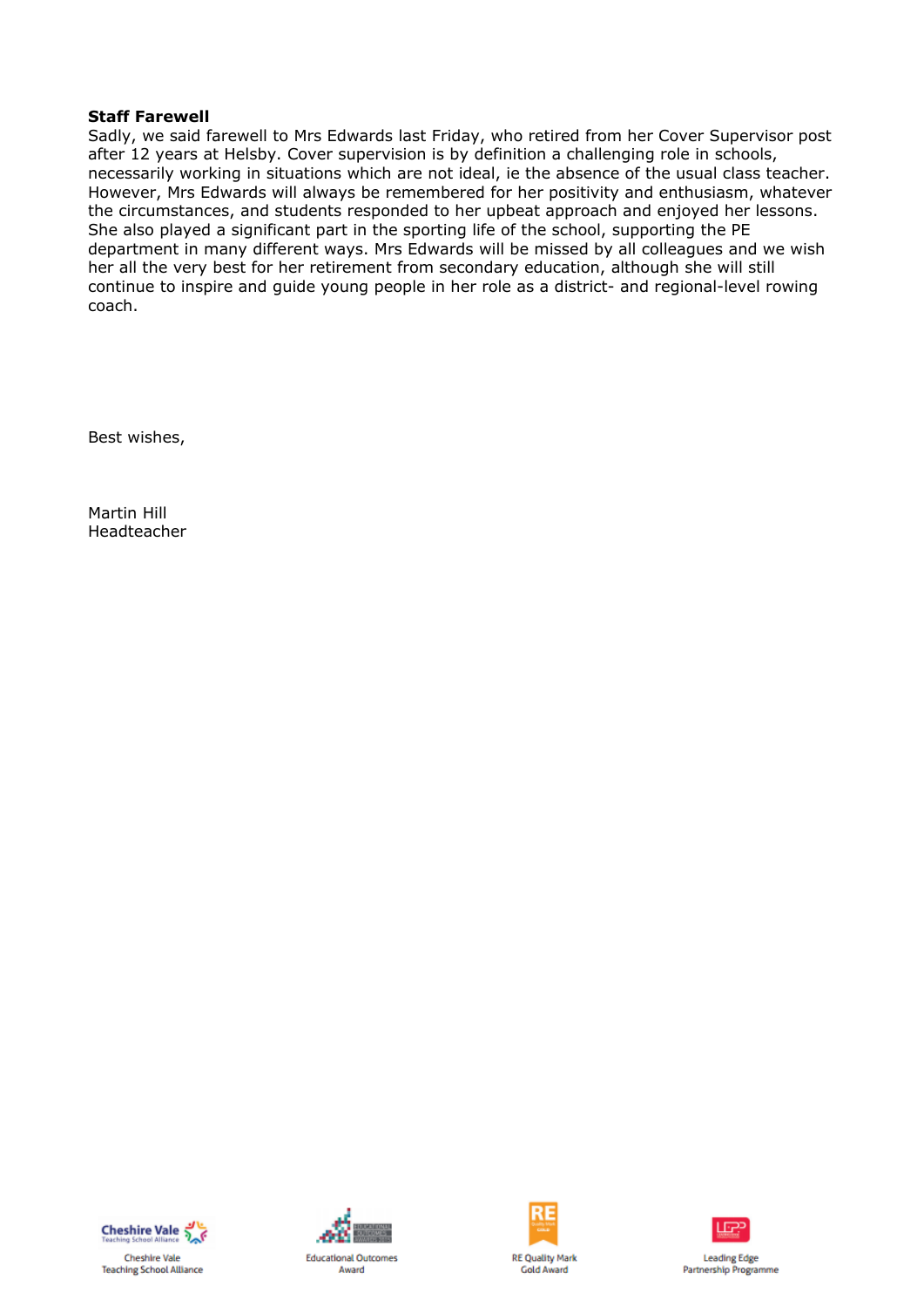**Staff Farewell**

Sadly, we said farewell to Mrs Edwards last Friday, who retired from her Cover Supervisor post after 12 years at Helsby. Cover supervision is by definition a challenging role in schools, necessarily working in situations which are not ideal, ie the absence of the usual class teacher. However, Mrs Edwards will always be remembered for her positivity and enthusiasm, whatever the circumstances, and students responded to her upbeat approach and enjoyed her lessons. She also played a significant part in the sporting life of the school, supporting the PE department in many different ways. Mrs Edwards will be missed by all colleagues and we wish her all the very best for her retirement from secondary education, although she will still continue to inspire and guide young people in her role as a district- and regional-level rowing coach.

Best wishes,

Martin Hill
Headteacher

Cheshire Vale Teaching School Alliance

Educational Outcomes Award

RE Quality Mark Gold Award

Leading Edge Partnership Programme